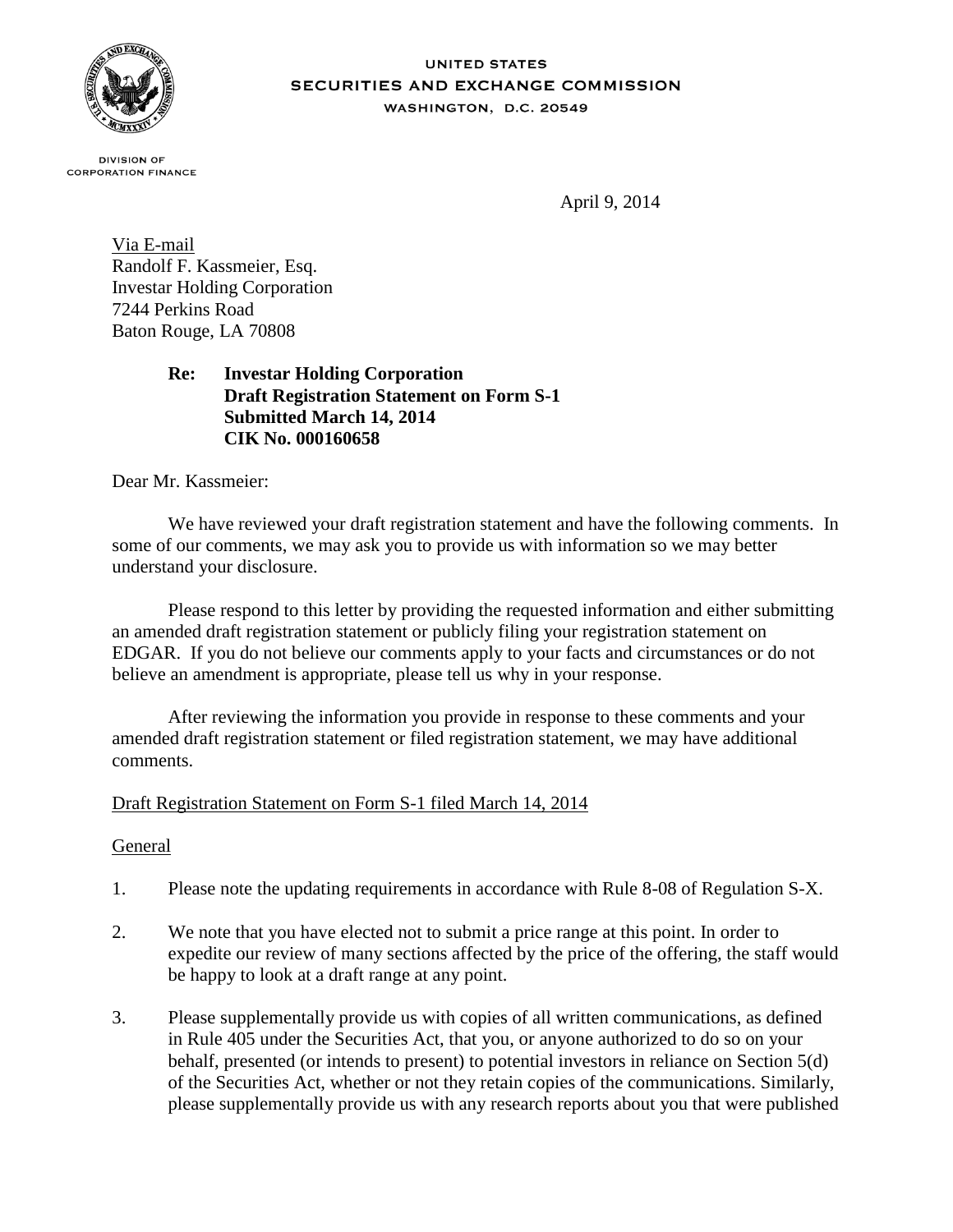UNITED STATES
SECURITIES AND EXCHANGE COMMISSION
WASHINGTON, D.C. 20549

DIVISION OF
CORPORATION FINANCE

April 9, 2014

Via E-mail
Randolf F. Kassmeier, Esq.
Investar Holding Corporation
7244 Perkins Road
Baton Rouge, LA 70808

**Re: Investar Holding Corporation**
**Draft Registration Statement on Form S-1**
**Submitted March 14, 2014**
**CIK No. 000160658**

Dear Mr. Kassmeier:

We have reviewed your draft registration statement and have the following comments. In some of our comments, we may ask you to provide us with information so we may better understand your disclosure.

Please respond to this letter by providing the requested information and either submitting an amended draft registration statement or publicly filing your registration statement on EDGAR. If you do not believe our comments apply to your facts and circumstances or do not believe an amendment is appropriate, please tell us why in your response.

After reviewing the information you provide in response to these comments and your amended draft registration statement or filed registration statement, we may have additional comments.

Draft Registration Statement on Form S-1 filed March 14, 2014

General

1. Please note the updating requirements in accordance with Rule 8-08 of Regulation S-X.

2. We note that you have elected not to submit a price range at this point. In order to expedite our review of many sections affected by the price of the offering, the staff would be happy to look at a draft range at any point.

3. Please supplementally provide us with copies of all written communications, as defined in Rule 405 under the Securities Act, that you, or anyone authorized to do so on your behalf, presented (or intends to present) to potential investors in reliance on Section 5(d) of the Securities Act, whether or not they retain copies of the communications. Similarly, please supplementally provide us with any research reports about you that were published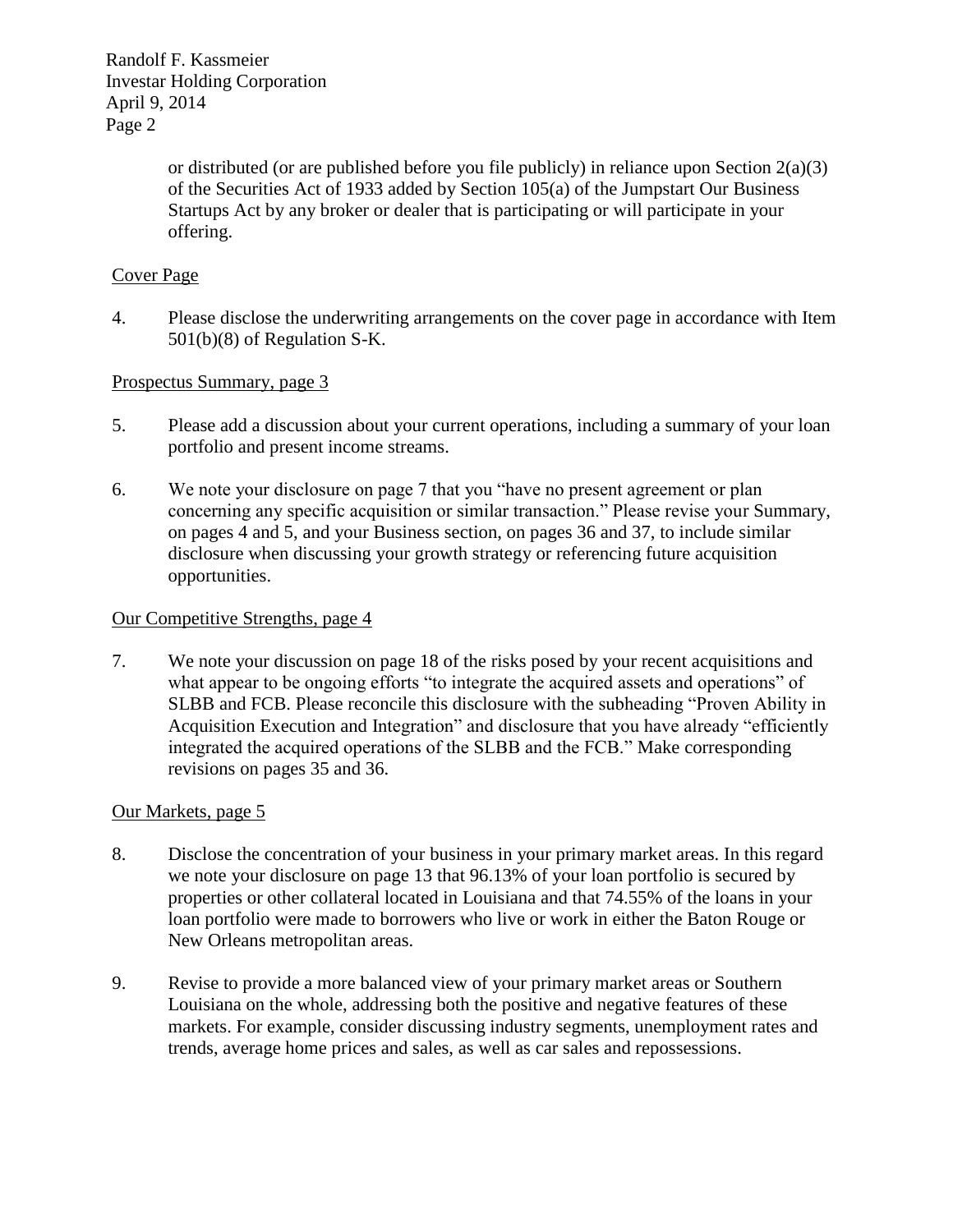or distributed (or are published before you file publicly) in reliance upon Section 2(a)(3) of the Securities Act of 1933 added by Section 105(a) of the Jumpstart Our Business Startups Act by any broker or dealer that is participating or will participate in your offering.

Cover Page

4. Please disclose the underwriting arrangements on the cover page in accordance with Item 501(b)(8) of Regulation S-K.

Prospectus Summary, page 3

5. Please add a discussion about your current operations, including a summary of your loan portfolio and present income streams.

6. We note your disclosure on page 7 that you "have no present agreement or plan concerning any specific acquisition or similar transaction." Please revise your Summary, on pages 4 and 5, and your Business section, on pages 36 and 37, to include similar disclosure when discussing your growth strategy or referencing future acquisition opportunities.

Our Competitive Strengths, page 4

7. We note your discussion on page 18 of the risks posed by your recent acquisitions and what appear to be ongoing efforts "to integrate the acquired assets and operations" of SLBB and FCB. Please reconcile this disclosure with the subheading "Proven Ability in Acquisition Execution and Integration" and disclosure that you have already "efficiently integrated the acquired operations of the SLBB and the FCB." Make corresponding revisions on pages 35 and 36.

Our Markets, page 5

8. Disclose the concentration of your business in your primary market areas. In this regard we note your disclosure on page 13 that 96.13% of your loan portfolio is secured by properties or other collateral located in Louisiana and that 74.55% of the loans in your loan portfolio were made to borrowers who live or work in either the Baton Rouge or New Orleans metropolitan areas.

9. Revise to provide a more balanced view of your primary market areas or Southern Louisiana on the whole, addressing both the positive and negative features of these markets. For example, consider discussing industry segments, unemployment rates and trends, average home prices and sales, as well as car sales and repossessions.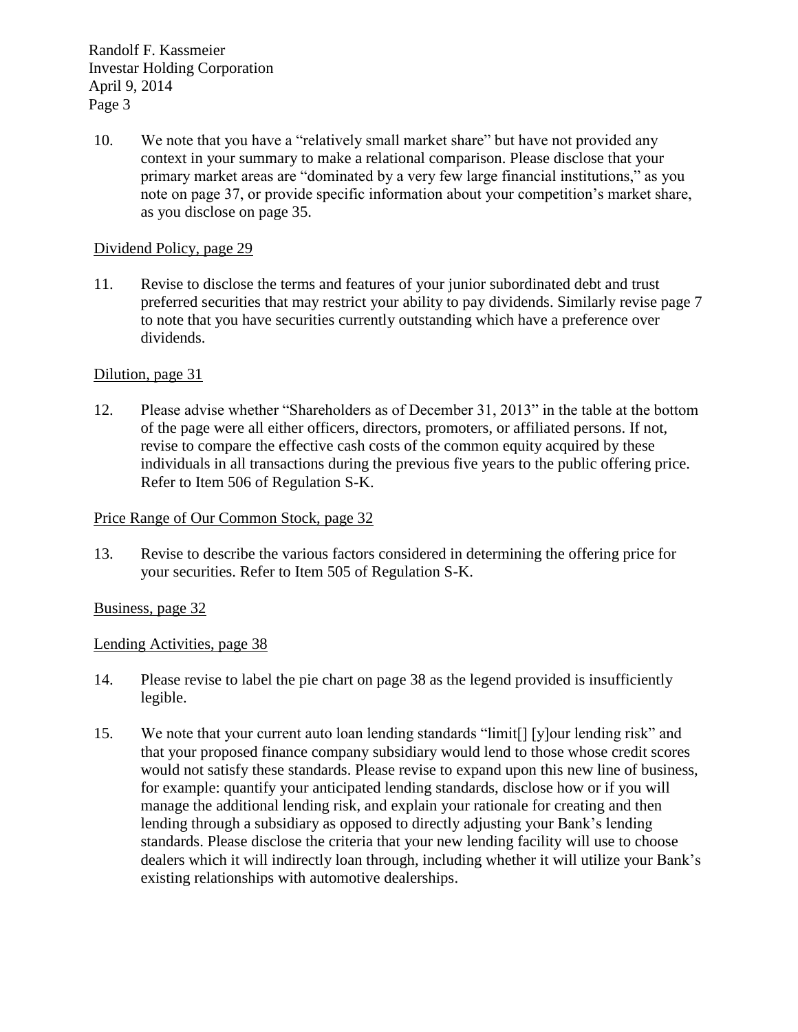10. We note that you have a "relatively small market share" but have not provided any context in your summary to make a relational comparison. Please disclose that your primary market areas are "dominated by a very few large financial institutions," as you note on page 37, or provide specific information about your competition's market share, as you disclose on page 35.

Dividend Policy, page 29

11. Revise to disclose the terms and features of your junior subordinated debt and trust preferred securities that may restrict your ability to pay dividends. Similarly revise page 7 to note that you have securities currently outstanding which have a preference over dividends.

Dilution, page 31

12. Please advise whether "Shareholders as of December 31, 2013" in the table at the bottom of the page were all either officers, directors, promoters, or affiliated persons. If not, revise to compare the effective cash costs of the common equity acquired by these individuals in all transactions during the previous five years to the public offering price. Refer to Item 506 of Regulation S-K.

Price Range of Our Common Stock, page 32

13. Revise to describe the various factors considered in determining the offering price for your securities. Refer to Item 505 of Regulation S-K.

Business, page 32

Lending Activities, page 38

14. Please revise to label the pie chart on page 38 as the legend provided is insufficiently legible.

15. We note that your current auto loan lending standards "limit[] [y]our lending risk" and that your proposed finance company subsidiary would lend to those whose credit scores would not satisfy these standards. Please revise to expand upon this new line of business, for example: quantify your anticipated lending standards, disclose how or if you will manage the additional lending risk, and explain your rationale for creating and then lending through a subsidiary as opposed to directly adjusting your Bank's lending standards. Please disclose the criteria that your new lending facility will use to choose dealers which it will indirectly loan through, including whether it will utilize your Bank's existing relationships with automotive dealerships.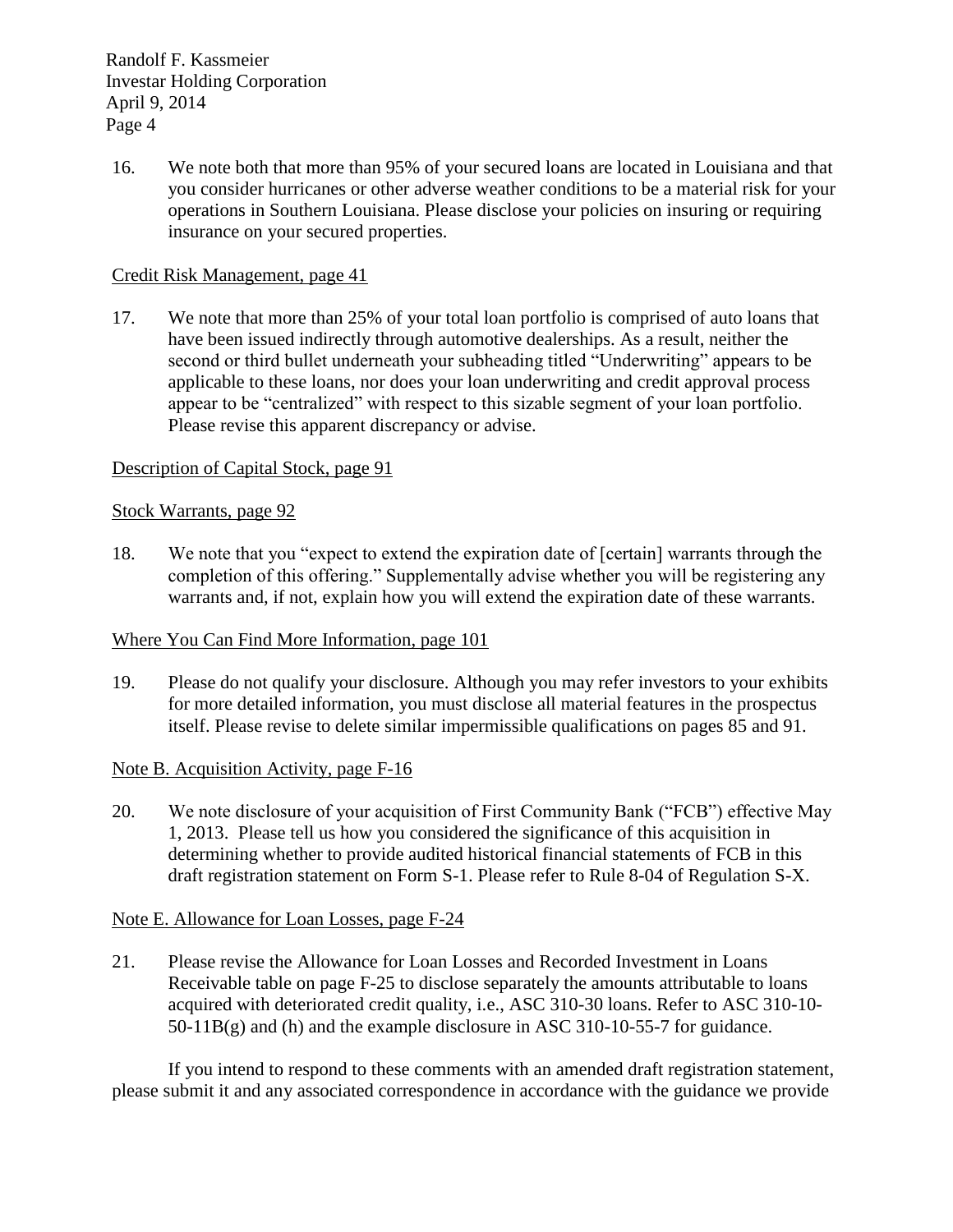16. We note both that more than 95% of your secured loans are located in Louisiana and that you consider hurricanes or other adverse weather conditions to be a material risk for your operations in Southern Louisiana. Please disclose your policies on insuring or requiring insurance on your secured properties.

Credit Risk Management, page 41

17. We note that more than 25% of your total loan portfolio is comprised of auto loans that have been issued indirectly through automotive dealerships. As a result, neither the second or third bullet underneath your subheading titled "Underwriting" appears to be applicable to these loans, nor does your loan underwriting and credit approval process appear to be "centralized" with respect to this sizable segment of your loan portfolio. Please revise this apparent discrepancy or advise.

Description of Capital Stock, page 91

Stock Warrants, page 92

18. We note that you "expect to extend the expiration date of [certain] warrants through the completion of this offering." Supplementally advise whether you will be registering any warrants and, if not, explain how you will extend the expiration date of these warrants.

Where You Can Find More Information, page 101

19. Please do not qualify your disclosure. Although you may refer investors to your exhibits for more detailed information, you must disclose all material features in the prospectus itself. Please revise to delete similar impermissible qualifications on pages 85 and 91.

Note B. Acquisition Activity, page F-16

20. We note disclosure of your acquisition of First Community Bank ("FCB") effective May 1, 2013. Please tell us how you considered the significance of this acquisition in determining whether to provide audited historical financial statements of FCB in this draft registration statement on Form S-1. Please refer to Rule 8-04 of Regulation S-X.

Note E. Allowance for Loan Losses, page F-24

21. Please revise the Allowance for Loan Losses and Recorded Investment in Loans Receivable table on page F-25 to disclose separately the amounts attributable to loans acquired with deteriorated credit quality, i.e., ASC 310-30 loans. Refer to ASC 310-10-50-11B(g) and (h) and the example disclosure in ASC 310-10-55-7 for guidance.

If you intend to respond to these comments with an amended draft registration statement, please submit it and any associated correspondence in accordance with the guidance we provide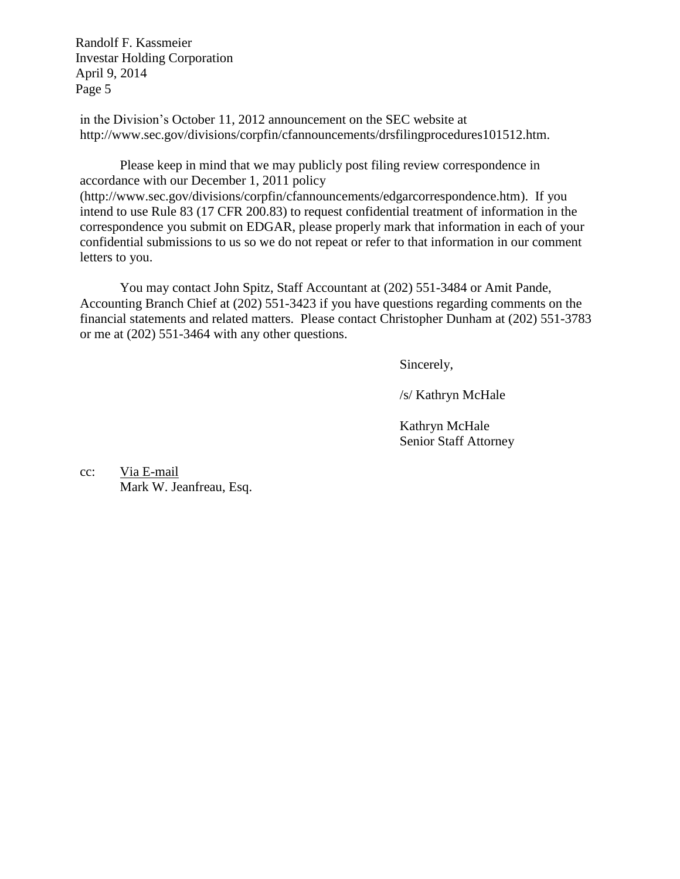in the Division's October 11, 2012 announcement on the SEC website at http://www.sec.gov/divisions/corpfin/cfannouncements/drsfilingprocedures101512.htm.

Please keep in mind that we may publicly post filing review correspondence in accordance with our December 1, 2011 policy (http://www.sec.gov/divisions/corpfin/cfannouncements/edgarcorrespondence.htm). If you intend to use Rule 83 (17 CFR 200.83) to request confidential treatment of information in the correspondence you submit on EDGAR, please properly mark that information in each of your confidential submissions to us so we do not repeat or refer to that information in our comment letters to you.

You may contact John Spitz, Staff Accountant at (202) 551-3484 or Amit Pande, Accounting Branch Chief at (202) 551-3423 if you have questions regarding comments on the financial statements and related matters. Please contact Christopher Dunham at (202) 551-3783 or me at (202) 551-3464 with any other questions.

Sincerely,

/s/ Kathryn McHale

Kathryn McHale
Senior Staff Attorney

cc: Via E-mail
Mark W. Jeanfreau, Esq.